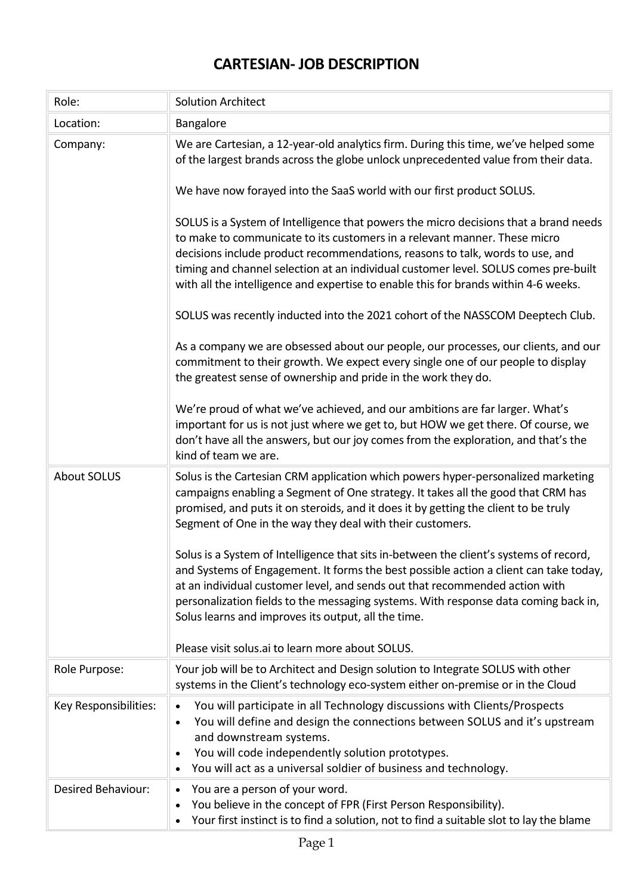# CARTESIAN- JOB DESCRIPTION

| | |
|---|---|
| Role: | Solution Architect |
| Location: | Bangalore |
| Company: | We are Cartesian, a 12-year-old analytics firm. During this time, we've helped some of the largest brands across the globe unlock unprecedented value from their data.<br><br>We have now forayed into the SaaS world with our first product SOLUS.<br><br>SOLUS is a System of Intelligence that powers the micro decisions that a brand needs to make to communicate to its customers in a relevant manner. These micro decisions include product recommendations, reasons to talk, words to use, and timing and channel selection at an individual customer level. SOLUS comes pre-built with all the intelligence and expertise to enable this for brands within 4-6 weeks.<br><br>SOLUS was recently inducted into the 2021 cohort of the NASSCOM Deeptech Club.<br><br>As a company we are obsessed about our people, our processes, our clients, and our commitment to their growth. We expect every single one of our people to display the greatest sense of ownership and pride in the work they do.<br><br>We're proud of what we've achieved, and our ambitions are far larger. What's important for us is not just where we get to, but HOW we get there. Of course, we don't have all the answers, but our joy comes from the exploration, and that's the kind of team we are. |
| About SOLUS | Solus is the Cartesian CRM application which powers hyper-personalized marketing campaigns enabling a Segment of One strategy. It takes all the good that CRM has promised, and puts it on steroids, and it does it by getting the client to be truly Segment of One in the way they deal with their customers.<br><br>Solus is a System of Intelligence that sits in-between the client's systems of record, and Systems of Engagement. It forms the best possible action a client can take today, at an individual customer level, and sends out that recommended action with personalization fields to the messaging systems. With response data coming back in, Solus learns and improves its output, all the time.<br><br>Please visit solus.ai to learn more about SOLUS. |
| Role Purpose: | Your job will be to Architect and Design solution to Integrate SOLUS with other systems in the Client's technology eco-system either on-premise or in the Cloud |
| Key Responsibilities: | • You will participate in all Technology discussions with Clients/Prospects<br>• You will define and design the connections between SOLUS and it's upstream and downstream systems.<br>• You will code independently solution prototypes.<br>• You will act as a universal soldier of business and technology. |
| Desired Behaviour: | • You are a person of your word.<br>• You believe in the concept of FPR (First Person Responsibility).<br>• Your first instinct is to find a solution, not to find a suitable slot to lay the blame |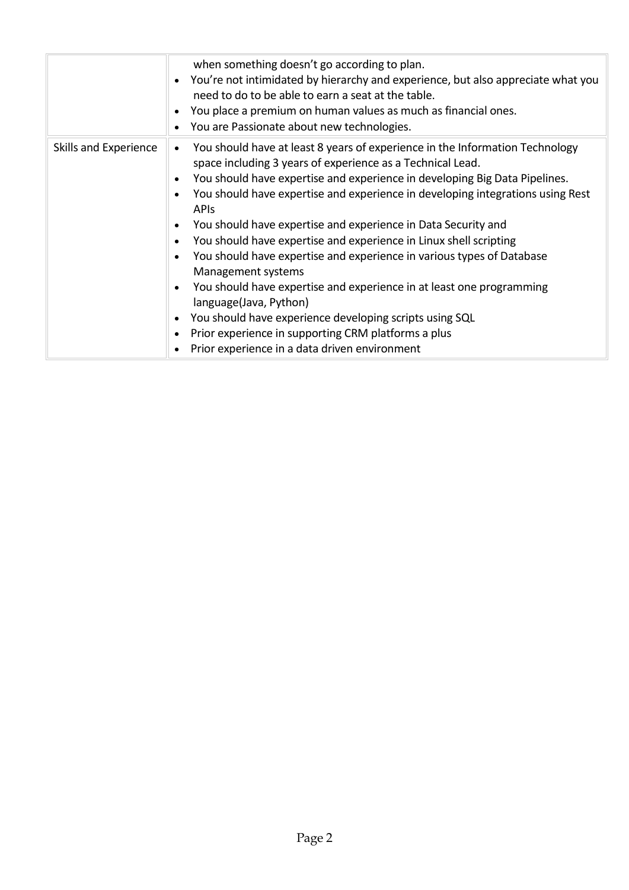| | |
|---|---|
| | when something doesn't go according to plan.<br>• You're not intimidated by hierarchy and experience, but also appreciate what you need to do to be able to earn a seat at the table.<br>• You place a premium on human values as much as financial ones.<br>• You are Passionate about new technologies. |
| Skills and Experience | • You should have at least 8 years of experience in the Information Technology space including 3 years of experience as a Technical Lead.<br>• You should have expertise and experience in developing Big Data Pipelines.<br>• You should have expertise and experience in developing integrations using Rest APIs<br>• You should have expertise and experience in Data Security and<br>• You should have expertise and experience in Linux shell scripting<br>• You should have expertise and experience in various types of Database Management systems<br>• You should have expertise and experience in at least one programming language(Java, Python)<br>• You should have experience developing scripts using SQL<br>• Prior experience in supporting CRM platforms a plus<br>• Prior experience in a data driven environment |